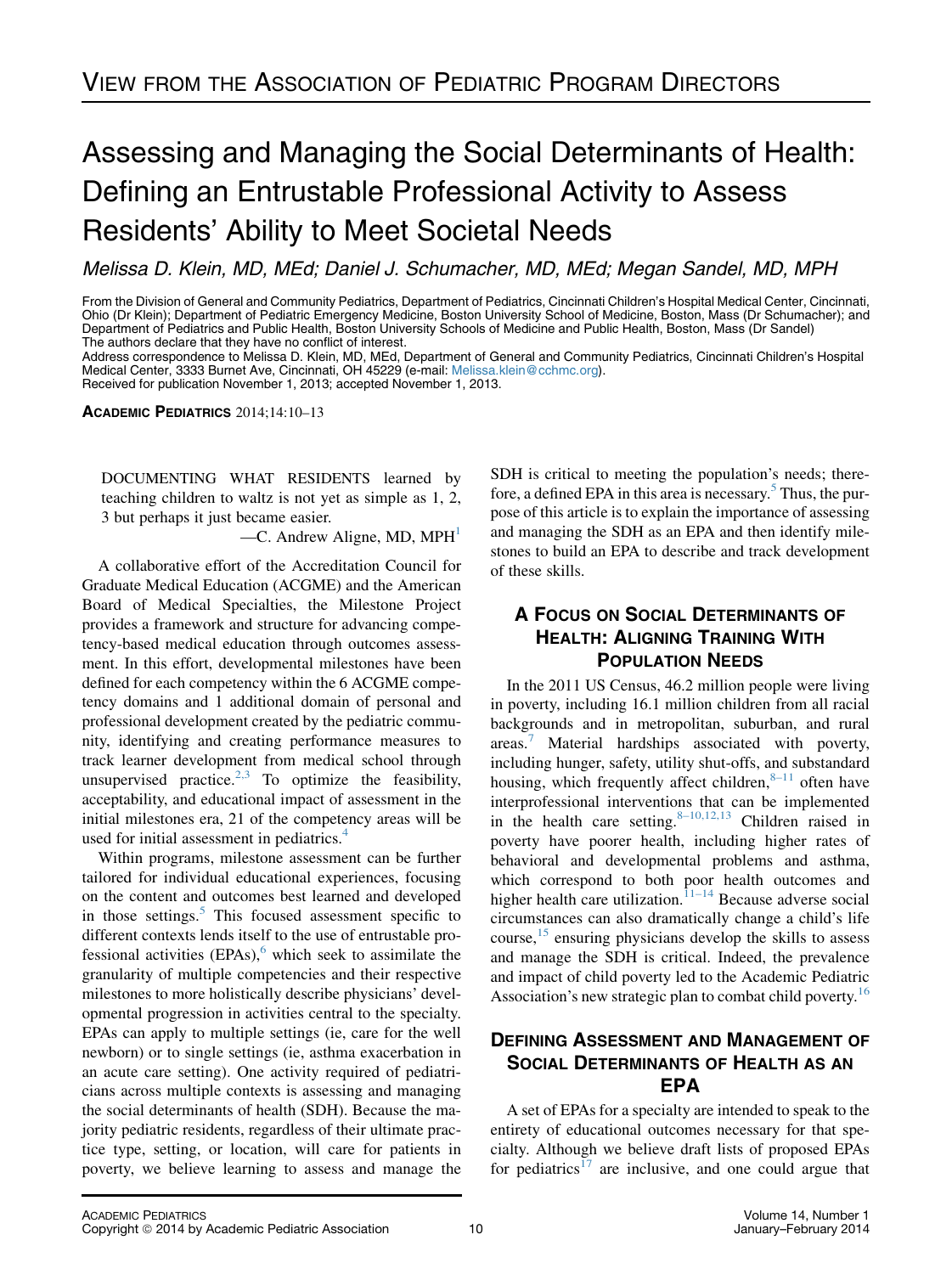# View from the Association of Pediatric Program Directors

# Assessing and Managing the Social Determinants of Health: Defining an Entrustable Professional Activity to Assess Residents' Ability to Meet Societal Needs

*Melissa D. Klein, MD, MEd; Daniel J. Schumacher, MD, MEd; Megan Sandel, MD, MPH*

From the Division of General and Community Pediatrics, Department of Pediatrics, Cincinnati Children's Hospital Medical Center, Cincinnati, Ohio (Dr Klein); Department of Pediatric Emergency Medicine, Boston University School of Medicine, Boston, Mass (Dr Schumacher); and Department of Pediatrics and Public Health, Boston University Schools of Medicine and Public Health, Boston, Mass (Dr Sandel)

The authors declare that they have no conflict of interest.

Address correspondence to Melissa D. Klein, MD, MEd, Department of General and Community Pediatrics, Cincinnati Children's Hospital Medical Center, 3333 Burnet Ave, Cincinnati, OH 45229 (e-mail: Melissa.klein@cchmc.org).

Received for publication November 1, 2013; accepted November 1, 2013.

**Academic Pediatrics** 2014;14:10–13

> DOCUMENTING WHAT RESIDENTS learned by teaching children to waltz is not yet as simple as 1, 2, 3 but perhaps it just became easier.
>
> —C. Andrew Aligne, MD, MPH[1]

A collaborative effort of the Accreditation Council for Graduate Medical Education (ACGME) and the American Board of Medical Specialties, the Milestone Project provides a framework and structure for advancing competency-based medical education through outcomes assessment. In this effort, developmental milestones have been defined for each competency within the 6 ACGME competency domains and 1 additional domain of personal and professional development created by the pediatric community, identifying and creating performance measures to track learner development from medical school through unsupervised practice.[2,3] To optimize the feasibility, acceptability, and educational impact of assessment in the initial milestones era, 21 of the competency areas will be used for initial assessment in pediatrics.[4]

Within programs, milestone assessment can be further tailored for individual educational experiences, focusing on the content and outcomes best learned and developed in those settings.[5] This focused assessment specific to different contexts lends itself to the use of entrustable professional activities (EPAs),[6] which seek to assimilate the granularity of multiple competencies and their respective milestones to more holistically describe physicians' developmental progression in activities central to the specialty. EPAs can apply to multiple settings (ie, care for the well newborn) or to single settings (ie, asthma exacerbation in an acute care setting). One activity required of pediatricians across multiple contexts is assessing and managing the social determinants of health (SDH). Because the majority pediatric residents, regardless of their ultimate practice type, setting, or location, will care for patients in poverty, we believe learning to assess and manage the SDH is critical to meeting the population's needs; therefore, a defined EPA in this area is necessary.[5] Thus, the purpose of this article is to explain the importance of assessing and managing the SDH as an EPA and then identify milestones to build an EPA to describe and track development of these skills.

## A Focus on Social Determinants of Health: Aligning Training With Population Needs

In the 2011 US Census, 46.2 million people were living in poverty, including 16.1 million children from all racial backgrounds and in metropolitan, suburban, and rural areas.[7] Material hardships associated with poverty, including hunger, safety, utility shut-offs, and substandard housing, which frequently affect children,[8–11] often have interprofessional interventions that can be implemented in the health care setting.[8–10,12,13] Children raised in poverty have poorer health, including higher rates of behavioral and developmental problems and asthma, which correspond to both poor health outcomes and higher health care utilization.[11–14] Because adverse social circumstances can also dramatically change a child's life course,[15] ensuring physicians develop the skills to assess and manage the SDH is critical. Indeed, the prevalence and impact of child poverty led to the Academic Pediatric Association's new strategic plan to combat child poverty.[16]

## Defining Assessment and Management of Social Determinants of Health as an EPA

A set of EPAs for a specialty are intended to speak to the entirety of educational outcomes necessary for that specialty. Although we believe draft lists of proposed EPAs for pediatrics[17] are inclusive, and one could argue that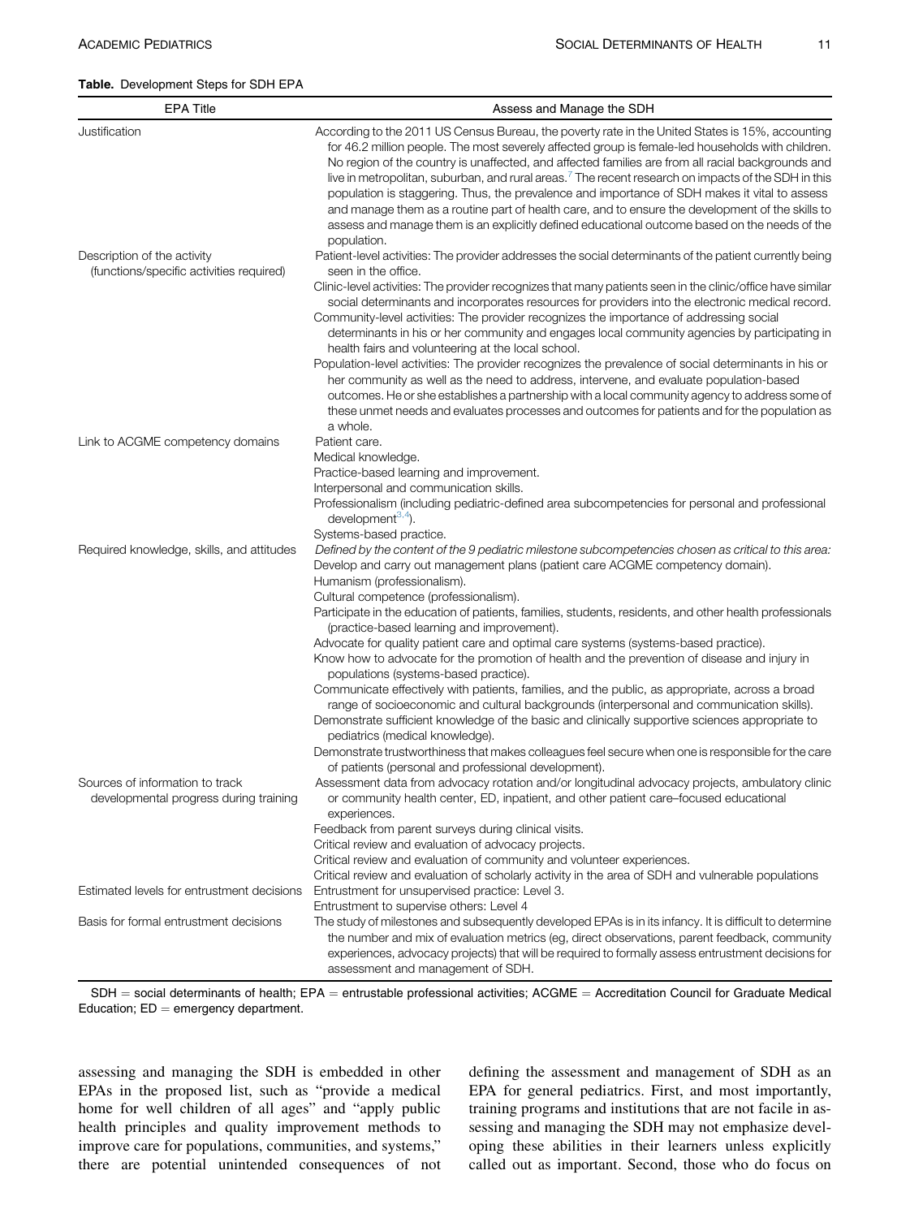**Table.** Development Steps for SDH EPA

| EPA Title | Assess and Manage the SDH |
|---|---|
| Justification | According to the 2011 US Census Bureau, the poverty rate in the United States is 15%, accounting for 46.2 million people. The most severely affected group is female-led households with children. No region of the country is unaffected, and affected families are from all racial backgrounds and live in metropolitan, suburban, and rural areas.[7] The recent research on impacts of the SDH in this population is staggering. Thus, the prevalence and importance of SDH makes it vital to assess and manage them as a routine part of health care, and to ensure the development of the skills to assess and manage them is an explicitly defined educational outcome based on the needs of the population. |
| Description of the activity (functions/specific activities required) | Patient-level activities: The provider addresses the social determinants of the patient currently being seen in the office.<br>Clinic-level activities: The provider recognizes that many patients seen in the clinic/office have similar social determinants and incorporates resources for providers into the electronic medical record.<br>Community-level activities: The provider recognizes the importance of addressing social determinants in his or her community and engages local community agencies by participating in health fairs and volunteering at the local school.<br>Population-level activities: The provider recognizes the prevalence of social determinants in his or her community as well as the need to address, intervene, and evaluate population-based outcomes. He or she establishes a partnership with a local community agency to address some of these unmet needs and evaluates processes and outcomes for patients and for the population as a whole. |
| Link to ACGME competency domains | Patient care.<br>Medical knowledge.<br>Practice-based learning and improvement.<br>Interpersonal and communication skills.<br>Professionalism (including pediatric-defined area subcompetencies for personal and professional development[3,4]).<br>Systems-based practice. |
| Required knowledge, skills, and attitudes | *Defined by the content of the 9 pediatric milestone subcompetencies chosen as critical to this area:*<br>Develop and carry out management plans (patient care ACGME competency domain).<br>Humanism (professionalism).<br>Cultural competence (professionalism).<br>Participate in the education of patients, families, students, residents, and other health professionals (practice-based learning and improvement).<br>Advocate for quality patient care and optimal care systems (systems-based practice).<br>Know how to advocate for the promotion of health and the prevention of disease and injury in populations (systems-based practice).<br>Communicate effectively with patients, families, and the public, as appropriate, across a broad range of socioeconomic and cultural backgrounds (interpersonal and communication skills).<br>Demonstrate sufficient knowledge of the basic and clinically supportive sciences appropriate to pediatrics (medical knowledge).<br>Demonstrate trustworthiness that makes colleagues feel secure when one is responsible for the care of patients (personal and professional development). |
| Sources of information to track developmental progress during training | Assessment data from advocacy rotation and/or longitudinal advocacy projects, ambulatory clinic or community health center, ED, inpatient, and other patient care–focused educational experiences.<br>Feedback from parent surveys during clinical visits.<br>Critical review and evaluation of advocacy projects.<br>Critical review and evaluation of community and volunteer experiences.<br>Critical review and evaluation of scholarly activity in the area of SDH and vulnerable populations |
| Estimated levels for entrustment decisions | Entrustment for unsupervised practice: Level 3.<br>Entrustment to supervise others: Level 4 |
| Basis for formal entrustment decisions | The study of milestones and subsequently developed EPAs is in its infancy. It is difficult to determine the number and mix of evaluation metrics (eg, direct observations, parent feedback, community experiences, advocacy projects) that will be required to formally assess entrustment decisions for assessment and management of SDH. |

SDH = social determinants of health; EPA = entrustable professional activities; ACGME = Accreditation Council for Graduate Medical Education; ED = emergency department.

assessing and managing the SDH is embedded in other EPAs in the proposed list, such as "provide a medical home for well children of all ages" and "apply public health principles and quality improvement methods to improve care for populations, communities, and systems," there are potential unintended consequences of not defining the assessment and management of SDH as an EPA for general pediatrics. First, and most importantly, training programs and institutions that are not facile in assessing and managing the SDH may not emphasize developing these abilities in their learners unless explicitly called out as important. Second, those who do focus on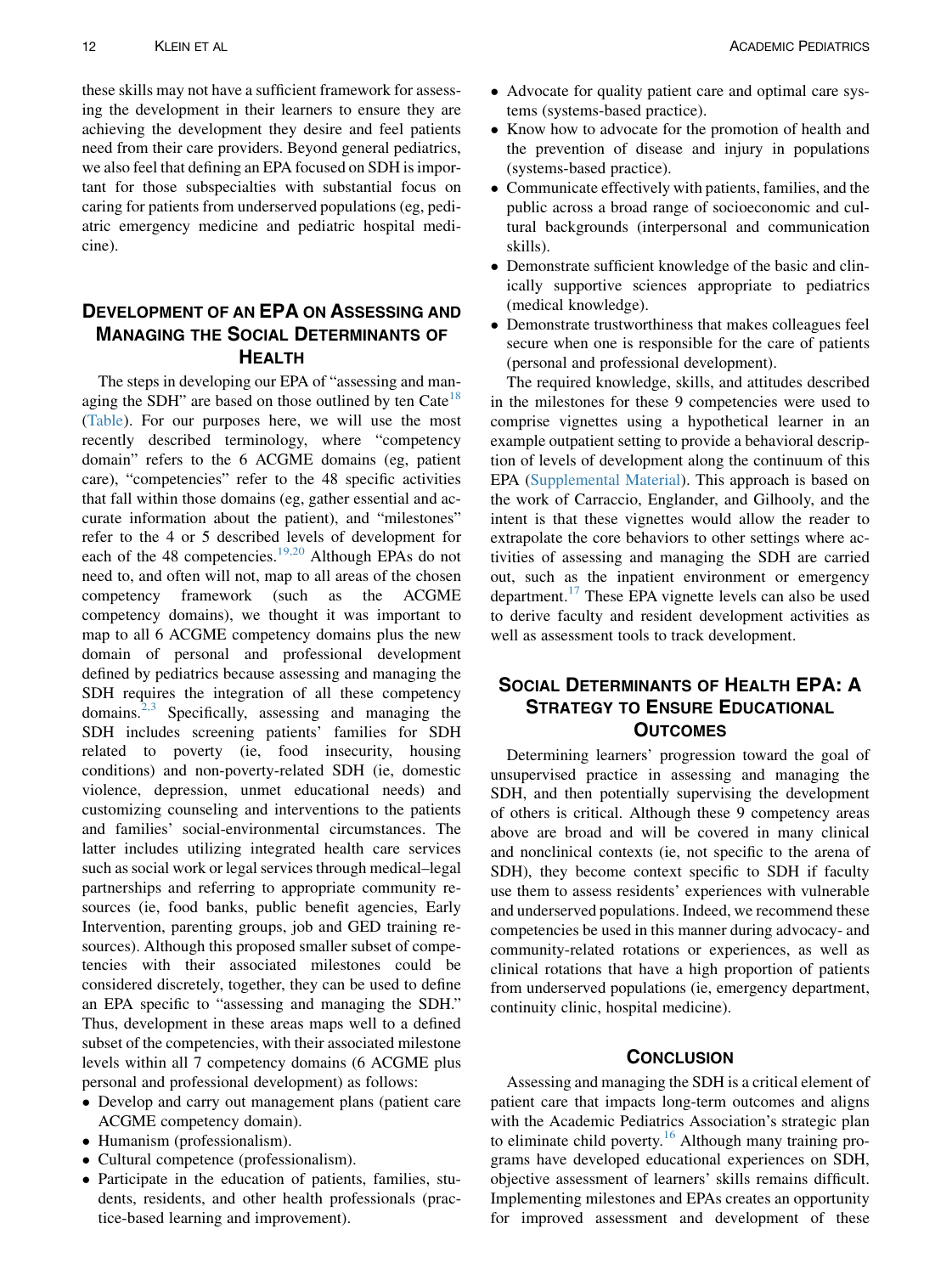these skills may not have a sufficient framework for assessing the development in their learners to ensure they are achieving the development they desire and feel patients need from their care providers. Beyond general pediatrics, we also feel that defining an EPA focused on SDH is important for those subspecialties with substantial focus on caring for patients from underserved populations (eg, pediatric emergency medicine and pediatric hospital medicine).

## Development of an EPA on Assessing and Managing the Social Determinants of Health

The steps in developing our EPA of "assessing and managing the SDH" are based on those outlined by ten Cate[18] (Table). For our purposes here, we will use the most recently described terminology, where "competency domain" refers to the 6 ACGME domains (eg, patient care), "competencies" refer to the 48 specific activities that fall within those domains (eg, gather essential and accurate information about the patient), and "milestones" refer to the 4 or 5 described levels of development for each of the 48 competencies.[19,20] Although EPAs do not need to, and often will not, map to all areas of the chosen competency framework (such as the ACGME competency domains), we thought it was important to map to all 6 ACGME competency domains plus the new domain of personal and professional development defined by pediatrics because assessing and managing the SDH requires the integration of all these competency domains.[2,3] Specifically, assessing and managing the SDH includes screening patients' families for SDH related to poverty (ie, food insecurity, housing conditions) and non-poverty-related SDH (ie, domestic violence, depression, unmet educational needs) and customizing counseling and interventions to the patients and families' social-environmental circumstances. The latter includes utilizing integrated health care services such as social work or legal services through medical–legal partnerships and referring to appropriate community resources (ie, food banks, public benefit agencies, Early Intervention, parenting groups, job and GED training resources). Although this proposed smaller subset of competencies with their associated milestones could be considered discretely, together, they can be used to define an EPA specific to "assessing and managing the SDH." Thus, development in these areas maps well to a defined subset of the competencies, with their associated milestone levels within all 7 competency domains (6 ACGME plus personal and professional development) as follows:

- Develop and carry out management plans (patient care ACGME competency domain).
- Humanism (professionalism).
- Cultural competence (professionalism).
- Participate in the education of patients, families, students, residents, and other health professionals (practice-based learning and improvement).
- Advocate for quality patient care and optimal care systems (systems-based practice).
- Know how to advocate for the promotion of health and the prevention of disease and injury in populations (systems-based practice).
- Communicate effectively with patients, families, and the public across a broad range of socioeconomic and cultural backgrounds (interpersonal and communication skills).
- Demonstrate sufficient knowledge of the basic and clinically supportive sciences appropriate to pediatrics (medical knowledge).
- Demonstrate trustworthiness that makes colleagues feel secure when one is responsible for the care of patients (personal and professional development).

The required knowledge, skills, and attitudes described in the milestones for these 9 competencies were used to comprise vignettes using a hypothetical learner in an example outpatient setting to provide a behavioral description of levels of development along the continuum of this EPA (Supplemental Material). This approach is based on the work of Carraccio, Englander, and Gilhooly, and the intent is that these vignettes would allow the reader to extrapolate the core behaviors to other settings where activities of assessing and managing the SDH are carried out, such as the inpatient environment or emergency department.[17] These EPA vignette levels can also be used to derive faculty and resident development activities as well as assessment tools to track development.

## Social Determinants of Health EPA: A Strategy to Ensure Educational Outcomes

Determining learners' progression toward the goal of unsupervised practice in assessing and managing the SDH, and then potentially supervising the development of others is critical. Although these 9 competency areas above are broad and will be covered in many clinical and nonclinical contexts (ie, not specific to the arena of SDH), they become context specific to SDH if faculty use them to assess residents' experiences with vulnerable and underserved populations. Indeed, we recommend these competencies be used in this manner during advocacy- and community-related rotations or experiences, as well as clinical rotations that have a high proportion of patients from underserved populations (ie, emergency department, continuity clinic, hospital medicine).

## Conclusion

Assessing and managing the SDH is a critical element of patient care that impacts long-term outcomes and aligns with the Academic Pediatrics Association's strategic plan to eliminate child poverty.[16] Although many training programs have developed educational experiences on SDH, objective assessment of learners' skills remains difficult. Implementing milestones and EPAs creates an opportunity for improved assessment and development of these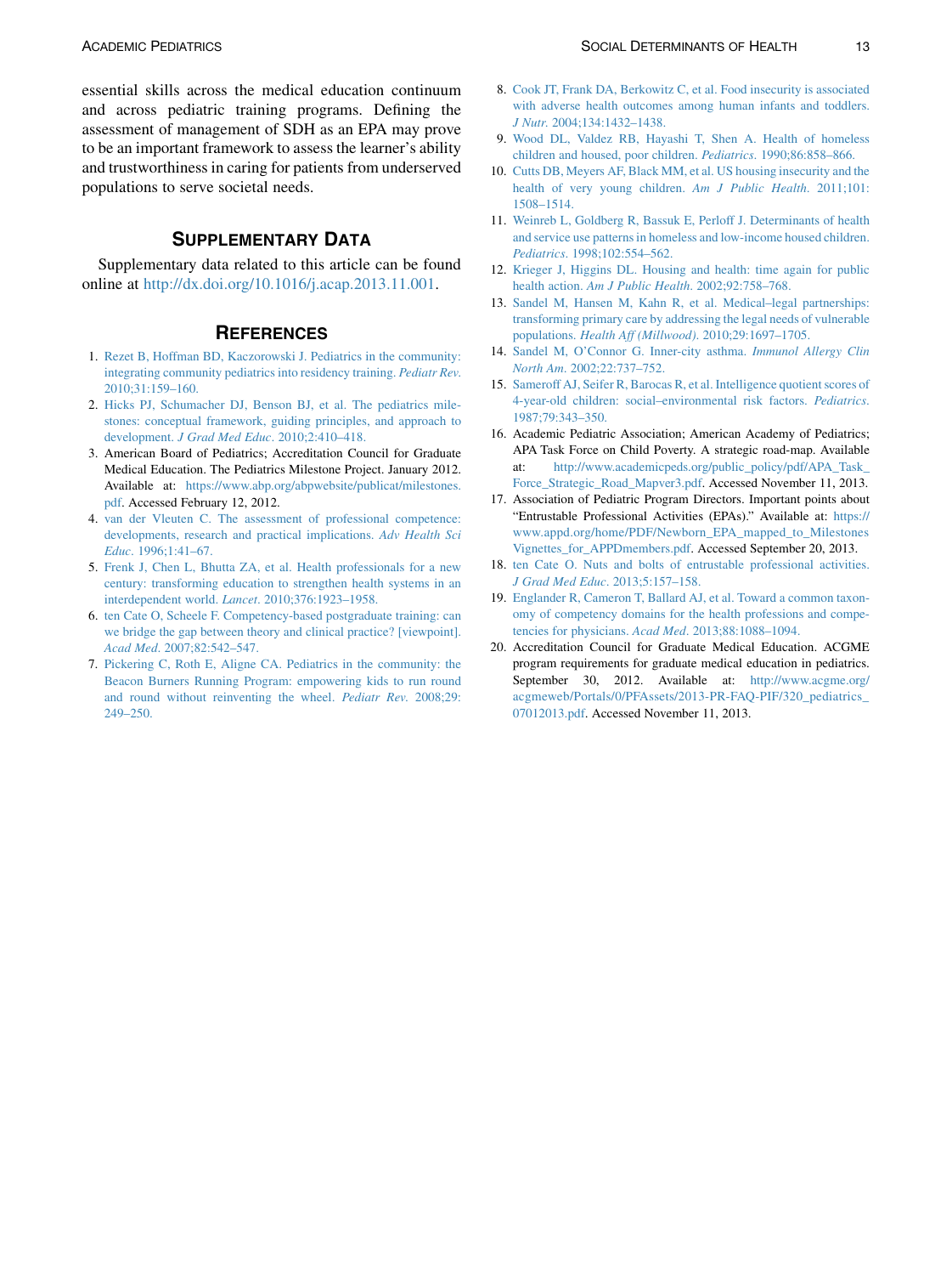essential skills across the medical education continuum and across pediatric training programs. Defining the assessment of management of SDH as an EPA may prove to be an important framework to assess the learner's ability and trustworthiness in caring for patients from underserved populations to serve societal needs.

## Supplementary Data

Supplementary data related to this article can be found online at http://dx.doi.org/10.1016/j.acap.2013.11.001.

## References

1. Rezet B, Hoffman BD, Kaczorowski J. Pediatrics in the community: integrating community pediatrics into residency training. *Pediatr Rev*. 2010;31:159–160.
2. Hicks PJ, Schumacher DJ, Benson BJ, et al. The pediatrics milestones: conceptual framework, guiding principles, and approach to development. *J Grad Med Educ*. 2010;2:410–418.
3. American Board of Pediatrics; Accreditation Council for Graduate Medical Education. The Pediatrics Milestone Project. January 2012. Available at: https://www.abp.org/abpwebsite/publicat/milestones.pdf. Accessed February 12, 2012.
4. van der Vleuten C. The assessment of professional competence: developments, research and practical implications. *Adv Health Sci Educ*. 1996;1:41–67.
5. Frenk J, Chen L, Bhutta ZA, et al. Health professionals for a new century: transforming education to strengthen health systems in an interdependent world. *Lancet*. 2010;376:1923–1958.
6. ten Cate O, Scheele F. Competency-based postgraduate training: can we bridge the gap between theory and clinical practice? [viewpoint]. *Acad Med*. 2007;82:542–547.
7. Pickering C, Roth E, Aligne CA. Pediatrics in the community: the Beacon Burners Running Program: empowering kids to run round and round without reinventing the wheel. *Pediatr Rev*. 2008;29:249–250.
8. Cook JT, Frank DA, Berkowitz C, et al. Food insecurity is associated with adverse health outcomes among human infants and toddlers. *J Nutr*. 2004;134:1432–1438.
9. Wood DL, Valdez RB, Hayashi T, Shen A. Health of homeless children and housed, poor children. *Pediatrics*. 1990;86:858–866.
10. Cutts DB, Meyers AF, Black MM, et al. US housing insecurity and the health of very young children. *Am J Public Health*. 2011;101:1508–1514.
11. Weinreb L, Goldberg R, Bassuk E, Perloff J. Determinants of health and service use patterns in homeless and low-income housed children. *Pediatrics*. 1998;102:554–562.
12. Krieger J, Higgins DL. Housing and health: time again for public health action. *Am J Public Health*. 2002;92:758–768.
13. Sandel M, Hansen M, Kahn R, et al. Medical–legal partnerships: transforming primary care by addressing the legal needs of vulnerable populations. *Health Aff (Millwood)*. 2010;29:1697–1705.
14. Sandel M, O'Connor G. Inner-city asthma. *Immunol Allergy Clin North Am*. 2002;22:737–752.
15. Sameroff AJ, Seifer R, Barocas R, et al. Intelligence quotient scores of 4-year-old children: social–environmental risk factors. *Pediatrics*. 1987;79:343–350.
16. Academic Pediatric Association; American Academy of Pediatrics; APA Task Force on Child Poverty. A strategic road-map. Available at: http://www.academicpeds.org/public_policy/pdf/APA_Task_Force_Strategic_Road_Mapver3.pdf. Accessed November 11, 2013.
17. Association of Pediatric Program Directors. Important points about "Entrustable Professional Activities (EPAs)." Available at: https://www.appd.org/home/PDF/Newborn_EPA_mapped_to_Milestones Vignettes_for_APPDmembers.pdf. Accessed September 20, 2013.
18. ten Cate O. Nuts and bolts of entrustable professional activities. *J Grad Med Educ*. 2013;5:157–158.
19. Englander R, Cameron T, Ballard AJ, et al. Toward a common taxonomy of competency domains for the health professions and competencies for physicians. *Acad Med*. 2013;88:1088–1094.
20. Accreditation Council for Graduate Medical Education. ACGME program requirements for graduate medical education in pediatrics. September 30, 2012. Available at: http://www.acgme.org/acgmeweb/Portals/0/PFAssets/2013-PR-FAQ-PIF/320_pediatrics_07012013.pdf. Accessed November 11, 2013.